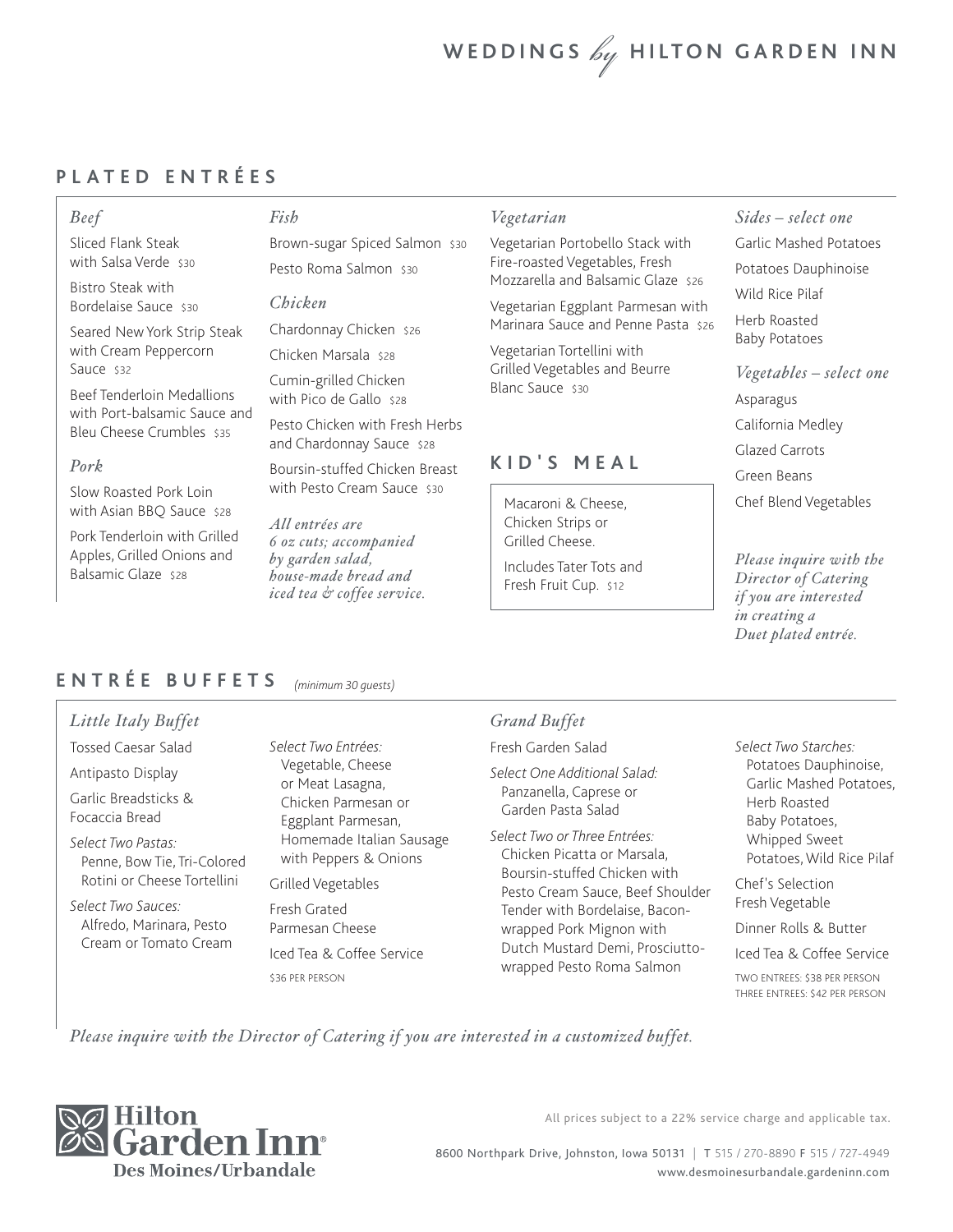# WEDDINGS *by* HILTON GARDEN INN

## PLATED ENTRÉES

### *Beef*

- Sliced Flank Steak with Salsa Verde $30
- Bistro Steak with Bordelaise Sauce $30
- Seared New York Strip Steak with Cream Peppercorn Sauce $32
- Beef Tenderloin Medallions with Port-balsamic Sauce and Bleu Cheese Crumbles $35

### *Pork*

- Slow Roasted Pork Loin with Asian BBQ Sauce $28
- Pork Tenderloin with Grilled Apples, Grilled Onions and Balsamic Glaze $28

### *Fish*

- Brown-sugar Spiced Salmon $30
- Pesto Roma Salmon $30

### *Chicken*

- Chardonnay Chicken $26
- Chicken Marsala $28
- Cumin-grilled Chicken with Pico de Gallo $28
- Pesto Chicken with Fresh Herbs and Chardonnay Sauce $28
- Boursin-stuffed Chicken Breast with Pesto Cream Sauce $30

*All entrées are 6 oz cuts; accompanied by garden salad, house-made bread and iced tea & coffee service.*

### *Vegetarian*

- Vegetarian Portobello Stack with Fire-roasted Vegetables, Fresh Mozzarella and Balsamic Glaze $26
- Vegetarian Eggplant Parmesan with Marinara Sauce and Penne Pasta $26
- Vegetarian Tortellini with Grilled Vegetables and Beurre Blanc Sauce $30

## KID'S MEAL

Macaroni & Cheese, Chicken Strips or Grilled Cheese.

Includes Tater Tots and Fresh Fruit Cup. $12

### *Sides – select one*

- Garlic Mashed Potatoes
- Potatoes Dauphinoise
- Wild Rice Pilaf
- Herb Roasted Baby Potatoes

### *Vegetables – select one*

- Asparagus
- California Medley
- Glazed Carrots
- Green Beans
- Chef Blend Vegetables

*Please inquire with the Director of Catering if you are interested in creating a Duet plated entrée.*

## ENTRÉE BUFFETS *(minimum 30 guests)*

### *Little Italy Buffet*

Tossed Caesar Salad

Antipasto Display

Garlic Breadsticks & Focaccia Bread

*Select Two Pastas:*
Penne, Bow Tie, Tri-Colored Rotini or Cheese Tortellini

*Select Two Sauces:*
Alfredo, Marinara, Pesto Cream or Tomato Cream

*Select Two Entrées:*
Vegetable, Cheese or Meat Lasagna, Chicken Parmesan or Eggplant Parmesan, Homemade Italian Sausage with Peppers & Onions

Grilled Vegetables

Fresh Grated Parmesan Cheese

Iced Tea & Coffee Service

$36 PER PERSON

### *Grand Buffet*

Fresh Garden Salad

*Select One Additional Salad:*
Panzanella, Caprese or Garden Pasta Salad

*Select Two or Three Entrées:*
Chicken Picatta or Marsala, Boursin-stuffed Chicken with Pesto Cream Sauce, Beef Shoulder Tender with Bordelaise, Bacon-wrapped Pork Mignon with Dutch Mustard Demi, Prosciutto-wrapped Pesto Roma Salmon

*Select Two Starches:*
Potatoes Dauphinoise, Garlic Mashed Potatoes, Herb Roasted Baby Potatoes, Whipped Sweet Potatoes, Wild Rice Pilaf

Chef's Selection Fresh Vegetable

Dinner Rolls & Butter

Iced Tea & Coffee Service

TWO ENTREES: $38 PER PERSON
THREE ENTREES: $42 PER PERSON

*Please inquire with the Director of Catering if you are interested in a customized buffet.*

Hilton Garden Inn
Des Moines/Urbandale

All prices subject to a 22% service charge and applicable tax.

8600 Northpark Drive, Johnston, Iowa 50131 | T 515 / 270-8890 F 515 / 727-4949
www.desmoinesurbandale.gardeninn.com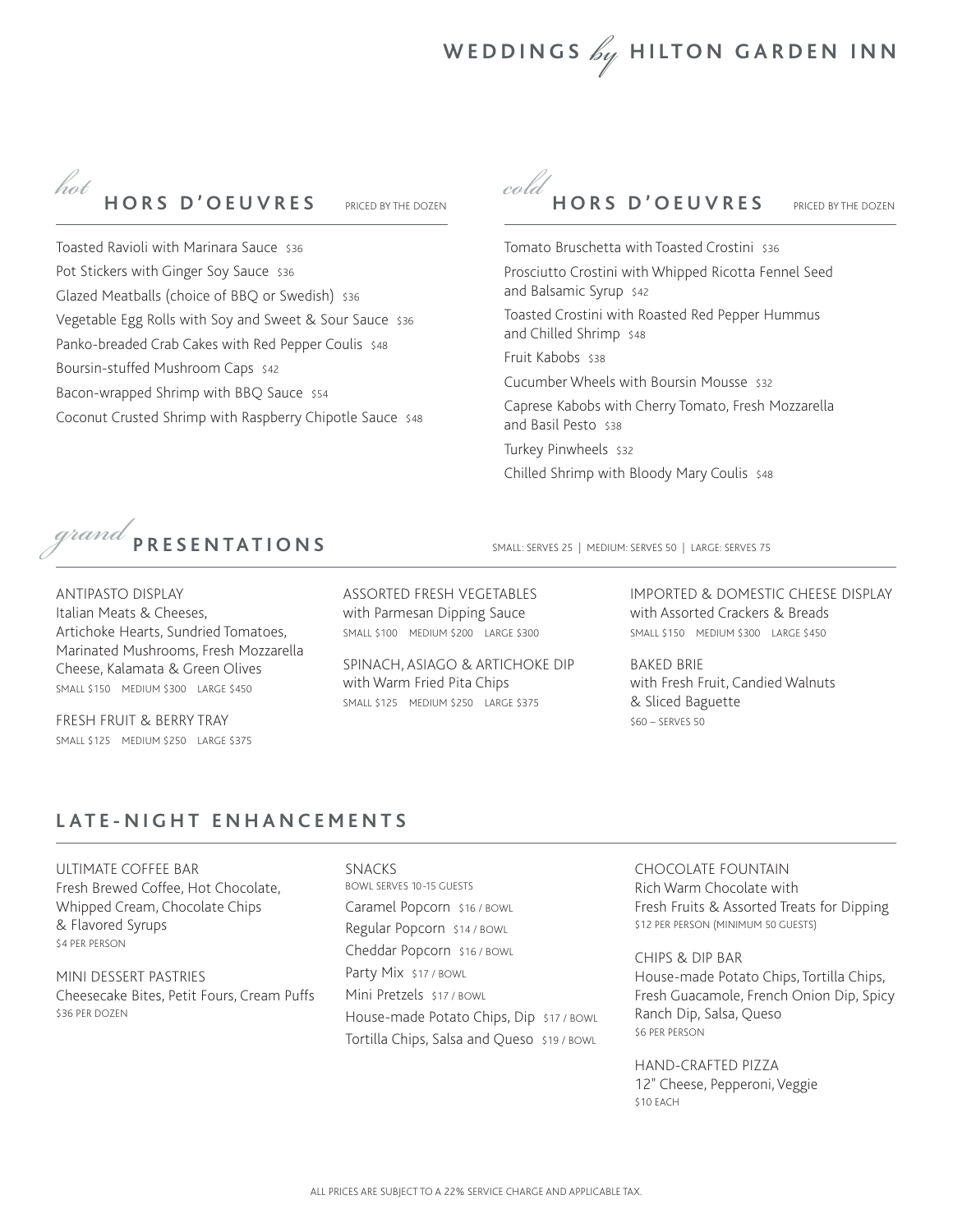## *hot* HORS D'OEUVRES

PRICED BY THE DOZEN

Toasted Ravioli with Marinara Sauce $36

Pot Stickers with Ginger Soy Sauce $36

Glazed Meatballs (choice of BBQ or Swedish) $36

Vegetable Egg Rolls with Soy and Sweet & Sour Sauce $36

Panko-breaded Crab Cakes with Red Pepper Coulis $48

Boursin-stuffed Mushroom Caps $42

Bacon-wrapped Shrimp with BBQ Sauce $54

Coconut Crusted Shrimp with Raspberry Chipotle Sauce $48

## *cold* HORS D'OEUVRES

PRICED BY THE DOZEN

Tomato Bruschetta with Toasted Crostini $36

Prosciutto Crostini with Whipped Ricotta Fennel Seed and Balsamic Syrup $42

Toasted Crostini with Roasted Red Pepper Hummus and Chilled Shrimp $48

Fruit Kabobs $38

Cucumber Wheels with Boursin Mousse $32

Caprese Kabobs with Cherry Tomato, Fresh Mozzarella and Basil Pesto $38

Turkey Pinwheels $32

Chilled Shrimp with Bloody Mary Coulis $48

## *grand* PRESENTATIONS

SMALL: SERVES 25 | MEDIUM: SERVES 50 | LARGE: SERVES 75

ANTIPASTO DISPLAY
Italian Meats & Cheeses, Artichoke Hearts, Sundried Tomatoes, Marinated Mushrooms, Fresh Mozzarella Cheese, Kalamata & Green Olives
SMALL $150 MEDIUM $300 LARGE $450

FRESH FRUIT & BERRY TRAY
SMALL $125 MEDIUM $250 LARGE $375

ASSORTED FRESH VEGETABLES
with Parmesan Dipping Sauce
SMALL $100 MEDIUM $200 LARGE $300

SPINACH, ASIAGO & ARTICHOKE DIP
with Warm Fried Pita Chips
SMALL $125 MEDIUM $250 LARGE $375

IMPORTED & DOMESTIC CHEESE DISPLAY
with Assorted Crackers & Breads
SMALL $150 MEDIUM $300 LARGE $450

BAKED BRIE
with Fresh Fruit, Candied Walnuts & Sliced Baguette
$60 – SERVES 50

## LATE-NIGHT ENHANCEMENTS

ULTIMATE COFFEE BAR
Fresh Brewed Coffee, Hot Chocolate, Whipped Cream, Chocolate Chips & Flavored Syrups
$4 PER PERSON

MINI DESSERT PASTRIES
Cheesecake Bites, Petit Fours, Cream Puffs
$36 PER DOZEN

SNACKS
BOWL SERVES 10-15 GUESTS

Caramel Popcorn $16 / BOWL

Regular Popcorn $14 / BOWL

Cheddar Popcorn $16 / BOWL

Party Mix $17 / BOWL

Mini Pretzels $17 / BOWL

House-made Potato Chips, Dip $17 / BOWL

Tortilla Chips, Salsa and Queso $19 / BOWL

CHOCOLATE FOUNTAIN
Rich Warm Chocolate with Fresh Fruits & Assorted Treats for Dipping
$12 PER PERSON (MINIMUM 50 GUESTS)

CHIPS & DIP BAR
House-made Potato Chips, Tortilla Chips, Fresh Guacamole, French Onion Dip, Spicy Ranch Dip, Salsa, Queso
$6 PER PERSON

HAND-CRAFTED PIZZA
12" Cheese, Pepperoni, Veggie
$10 EACH

ALL PRICES ARE SUBJECT TO A 22% SERVICE CHARGE AND APPLICABLE TAX.